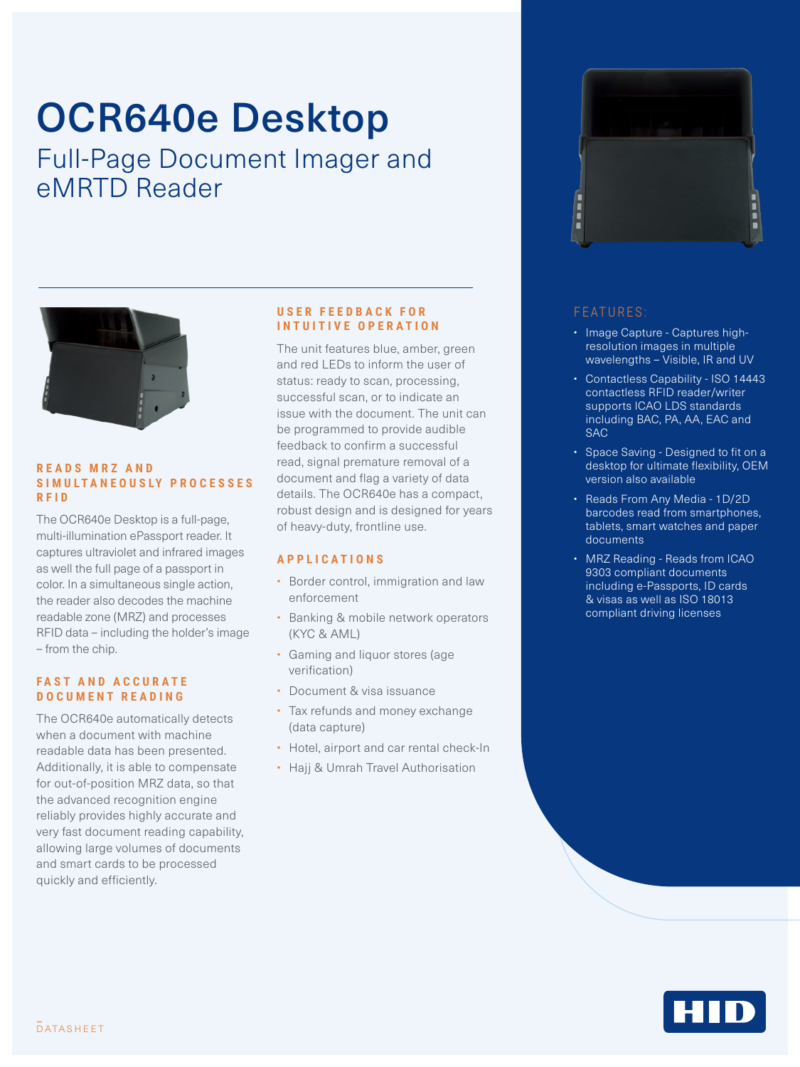# OCR640e Desktop

## Full-Page Document Imager and eMRTD Reader

### READS MRZ AND SIMULTANEOUSLY PROCESSES RFID

The OCR640e Desktop is a full-page, multi-illumination ePassport reader. It captures ultraviolet and infrared images as well the full page of a passport in color. In a simultaneous single action, the reader also decodes the machine readable zone (MRZ) and processes RFID data – including the holder's image – from the chip.

### FAST AND ACCURATE DOCUMENT READING

The OCR640e automatically detects when a document with machine readable data has been presented. Additionally, it is able to compensate for out-of-position MRZ data, so that the advanced recognition engine reliably provides highly accurate and very fast document reading capability, allowing large volumes of documents and smart cards to be processed quickly and efficiently.

### USER FEEDBACK FOR INTUITIVE OPERATION

The unit features blue, amber, green and red LEDs to inform the user of status: ready to scan, processing, successful scan, or to indicate an issue with the document. The unit can be programmed to provide audible feedback to confirm a successful read, signal premature removal of a document and flag a variety of data details. The OCR640e has a compact, robust design and is designed for years of heavy-duty, frontline use.

### APPLICATIONS

- Border control, immigration and law enforcement
- Banking & mobile network operators (KYC & AML)
- Gaming and liquor stores (age verification)
- Document & visa issuance
- Tax refunds and money exchange (data capture)
- Hotel, airport and car rental check-In
- Hajj & Umrah Travel Authorisation

### FEATURES:

- Image Capture - Captures high-resolution images in multiple wavelengths – Visible, IR and UV
- Contactless Capability - ISO 14443 contactless RFID reader/writer supports ICAO LDS standards including BAC, PA, AA, EAC and SAC
- Space Saving - Designed to fit on a desktop for ultimate flexibility, OEM version also available
- Reads From Any Media - 1D/2D barcodes read from smartphones, tablets, smart watches and paper documents
- MRZ Reading - Reads from ICAO 9303 compliant documents including e-Passports, ID cards & visas as well as ISO 18013 compliant driving licenses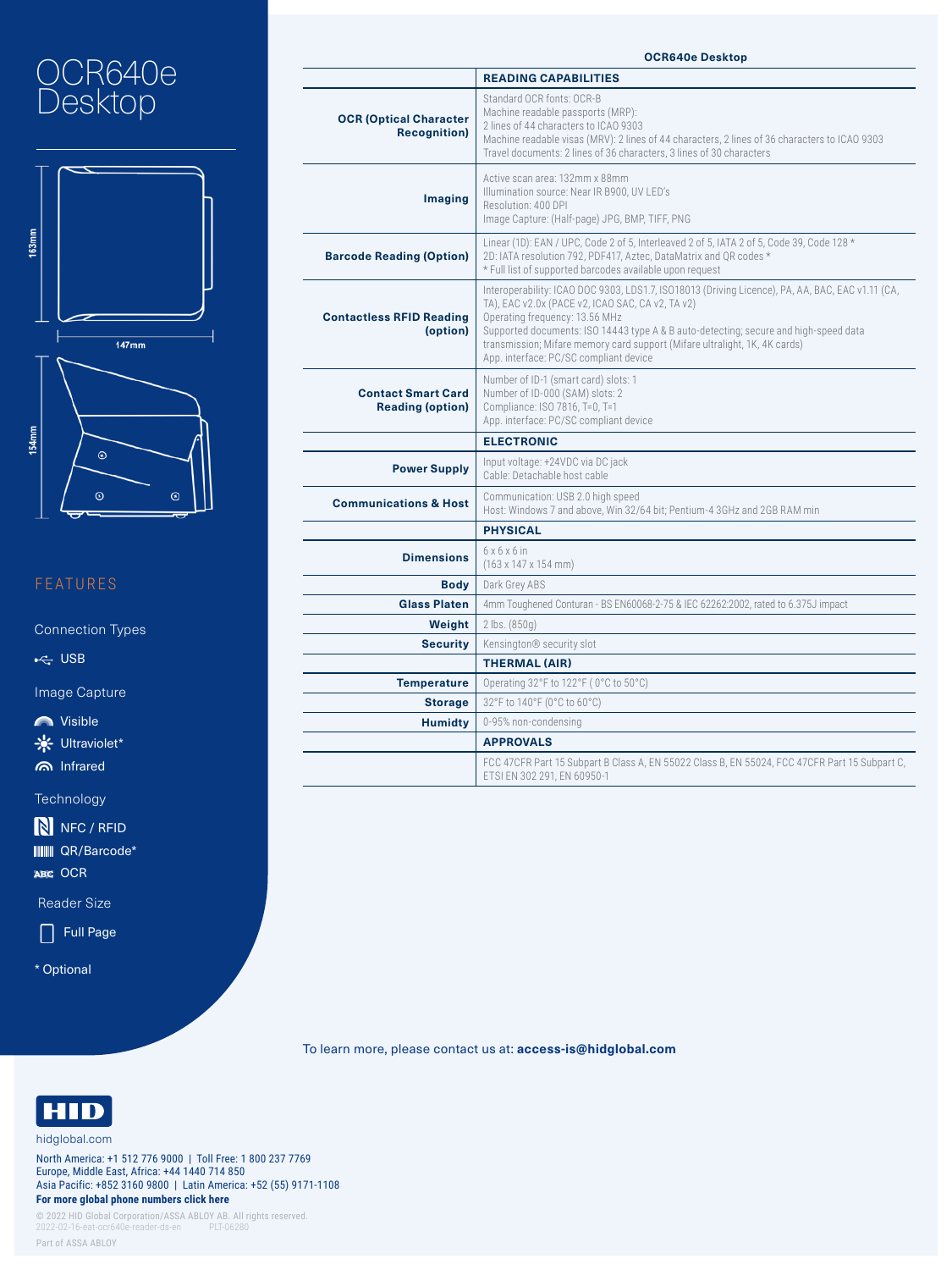# OCR640e Desktop

163mm

147mm

154mm

## FEATURES

Connection Types

- USB

Image Capture

- Visible
- Ultraviolet*
- Infrared

Technology

- NFC / RFID
- QR/Barcode*
- OCR

Reader Size

- Full Page

* Optional

| | OCR640e Desktop |
|---|---|
| | **READING CAPABILITIES** |
| **OCR (Optical Character Recognition)** | Standard OCR fonts: OCR-B<br>Machine readable passports (MRP):<br>2 lines of 44 characters to ICAO 9303<br>Machine readable visas (MRV): 2 lines of 44 characters, 2 lines of 36 characters to ICAO 9303<br>Travel documents: 2 lines of 36 characters, 3 lines of 30 characters |
| **Imaging** | Active scan area: 132mm x 88mm<br>Illumination source: Near IR B900, UV LED's<br>Resolution: 400 DPI<br>Image Capture: (Half-page) JPG, BMP, TIFF, PNG |
| **Barcode Reading (Option)** | Linear (1D): EAN / UPC, Code 2 of 5, Interleaved 2 of 5, IATA 2 of 5, Code 39, Code 128 *<br>2D: IATA resolution 792, PDF417, Aztec, DataMatrix and QR codes *<br>* Full list of supported barcodes available upon request |
| **Contactless RFID Reading (option)** | Interoperability: ICAO DOC 9303, LDS1.7, ISO18013 (Driving Licence), PA, AA, BAC, EAC v1.11 (CA, TA), EAC v2.0x (PACE v2, ICAO SAC, CA v2, TA v2)<br>Operating frequency: 13.56 MHz<br>Supported documents: ISO 14443 type A & B auto-detecting; secure and high-speed data transmission; Mifare memory card support (Mifare ultralight, 1K, 4K cards)<br>App. interface: PC/SC compliant device |
| **Contact Smart Card Reading (option)** | Number of ID-1 (smart card) slots: 1<br>Number of ID-000 (SAM) slots: 2<br>Compliance: ISO 7816, T=0, T=1<br>App. interface: PC/SC compliant device |
| | **ELECTRONIC** |
| **Power Supply** | Input voltage: +24VDC via DC jack<br>Cable: Detachable host cable |
| **Communications & Host** | Communication: USB 2.0 high speed<br>Host: Windows 7 and above, Win 32/64 bit; Pentium-4 3GHz and 2GB RAM min |
| | **PHYSICAL** |
| **Dimensions** | 6 x 6 x 6 in<br>(163 x 147 x 154 mm) |
| **Body** | Dark Grey ABS |
| **Glass Platen** | 4mm Toughened Conturan - BS EN60068-2-75 & IEC 62262:2002, rated to 6.375J impact |
| **Weight** | 2 lbs. (850g) |
| **Security** | Kensington® security slot |
| | **THERMAL (AIR)** |
| **Temperature** | Operating 32°F to 122°F ( 0°C to 50°C) |
| **Storage** | 32°F to 140°F (0°C to 60°C) |
| **Humidty** | 0-95% non-condensing |
| | **APPROVALS** |
| | FCC 47CFR Part 15 Subpart B Class A, EN 55022 Class B, EN 55024, FCC 47CFR Part 15 Subpart C, ETSI EN 302 291, EN 60950-1 |

To learn more, please contact us at: **access-is@hidglobal.com**

HID

hidglobal.com

North America: +1 512 776 9000 | Toll Free: 1 800 237 7769
Europe, Middle East, Africa: +44 1440 714 850
Asia Pacific: +852 3160 9800 | Latin America: +52 (55) 9171-1108
**For more global phone numbers click here**

© 2022 HID Global Corporation/ASSA ABLOY AB. All rights reserved.
2022-02-16-eat-ocr640e-reader-ds-en PLT-06280

Part of ASSA ABLOY